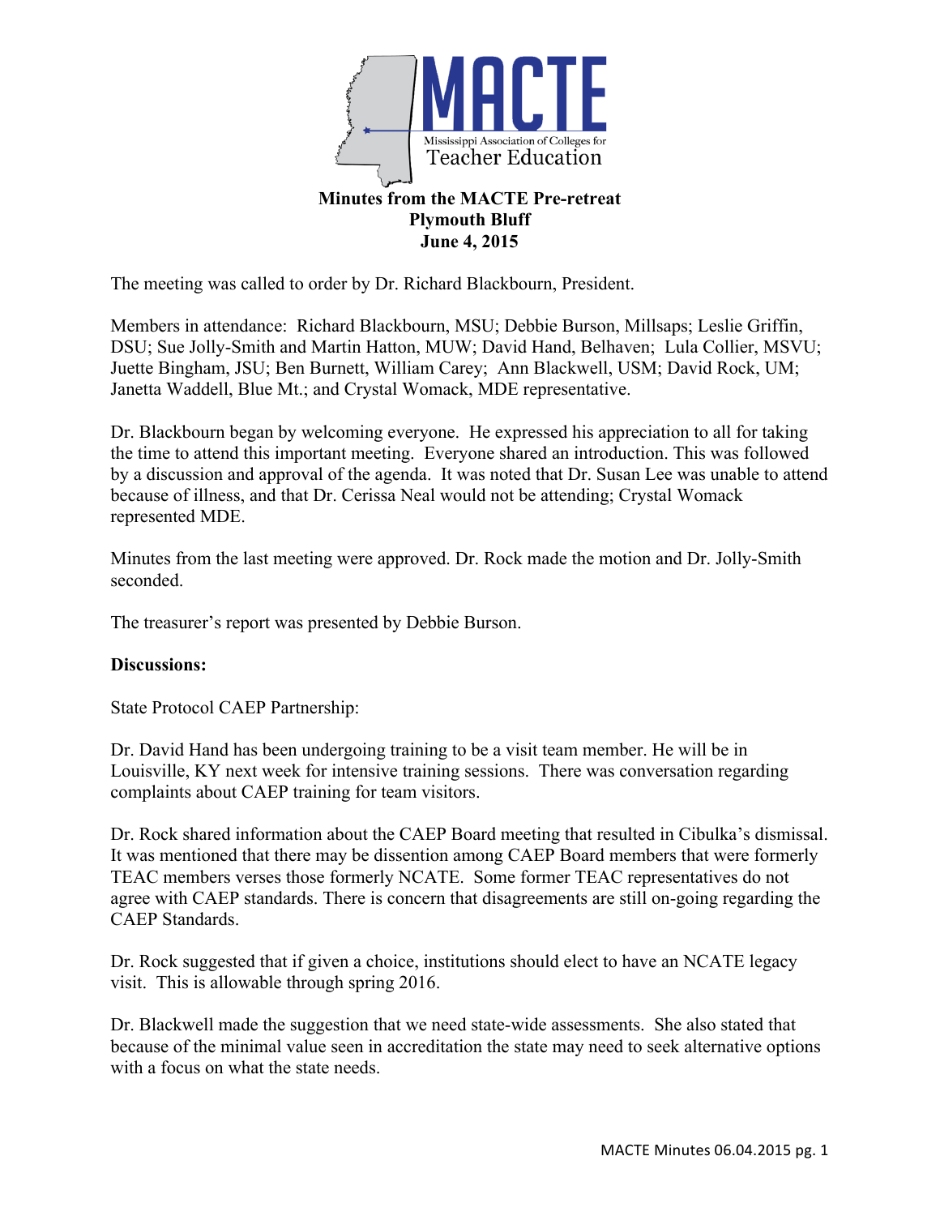MACTE

Mississippi Association of Colleges for Teacher Education

**Minutes from the MACTE Pre-retreat**
**Plymouth Bluff**
**June 4, 2015**

The meeting was called to order by Dr. Richard Blackbourn, President.

Members in attendance: Richard Blackbourn, MSU; Debbie Burson, Millsaps; Leslie Griffin, DSU; Sue Jolly-Smith and Martin Hatton, MUW; David Hand, Belhaven; Lula Collier, MSVU; Juette Bingham, JSU; Ben Burnett, William Carey; Ann Blackwell, USM; David Rock, UM; Janetta Waddell, Blue Mt.; and Crystal Womack, MDE representative.

Dr. Blackbourn began by welcoming everyone. He expressed his appreciation to all for taking the time to attend this important meeting. Everyone shared an introduction. This was followed by a discussion and approval of the agenda. It was noted that Dr. Susan Lee was unable to attend because of illness, and that Dr. Cerissa Neal would not be attending; Crystal Womack represented MDE.

Minutes from the last meeting were approved. Dr. Rock made the motion and Dr. Jolly-Smith seconded.

The treasurer's report was presented by Debbie Burson.

**Discussions:**

State Protocol CAEP Partnership:

Dr. David Hand has been undergoing training to be a visit team member. He will be in Louisville, KY next week for intensive training sessions. There was conversation regarding complaints about CAEP training for team visitors.

Dr. Rock shared information about the CAEP Board meeting that resulted in Cibulka's dismissal. It was mentioned that there may be dissention among CAEP Board members that were formerly TEAC members verses those formerly NCATE. Some former TEAC representatives do not agree with CAEP standards. There is concern that disagreements are still on-going regarding the CAEP Standards.

Dr. Rock suggested that if given a choice, institutions should elect to have an NCATE legacy visit. This is allowable through spring 2016.

Dr. Blackwell made the suggestion that we need state-wide assessments. She also stated that because of the minimal value seen in accreditation the state may need to seek alternative options with a focus on what the state needs.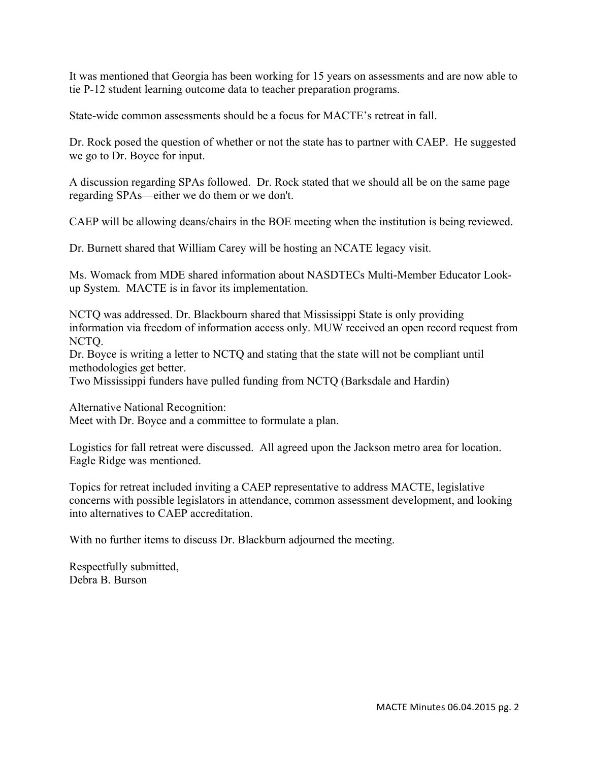It was mentioned that Georgia has been working for 15 years on assessments and are now able to tie P-12 student learning outcome data to teacher preparation programs.

State-wide common assessments should be a focus for MACTE's retreat in fall.

Dr. Rock posed the question of whether or not the state has to partner with CAEP. He suggested we go to Dr. Boyce for input.

A discussion regarding SPAs followed. Dr. Rock stated that we should all be on the same page regarding SPAs—either we do them or we don't.

CAEP will be allowing deans/chairs in the BOE meeting when the institution is being reviewed.

Dr. Burnett shared that William Carey will be hosting an NCATE legacy visit.

Ms. Womack from MDE shared information about NASDTECs Multi-Member Educator Look-up System. MACTE is in favor its implementation.

NCTQ was addressed. Dr. Blackbourn shared that Mississippi State is only providing information via freedom of information access only. MUW received an open record request from NCTQ.
Dr. Boyce is writing a letter to NCTQ and stating that the state will not be compliant until methodologies get better.
Two Mississippi funders have pulled funding from NCTQ (Barksdale and Hardin)

Alternative National Recognition:
Meet with Dr. Boyce and a committee to formulate a plan.

Logistics for fall retreat were discussed. All agreed upon the Jackson metro area for location. Eagle Ridge was mentioned.

Topics for retreat included inviting a CAEP representative to address MACTE, legislative concerns with possible legislators in attendance, common assessment development, and looking into alternatives to CAEP accreditation.

With no further items to discuss Dr. Blackburn adjourned the meeting.

Respectfully submitted,
Debra B. Burson